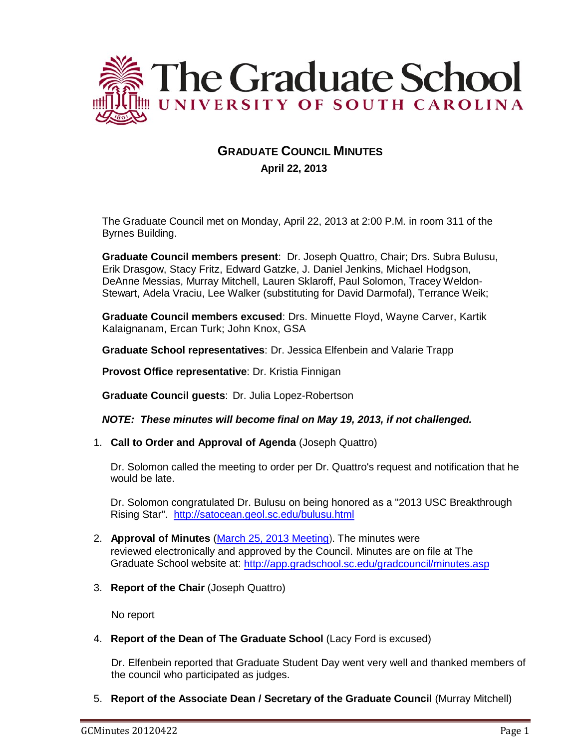# The Graduate School

UNIVERSITY OF SOUTH CAROLINA

## GRADUATE COUNCIL MINUTES

**April 22, 2013**

The Graduate Council met on Monday, April 22, 2013 at 2:00 P.M. in room 311 of the Byrnes Building.

**Graduate Council members present**: Dr. Joseph Quattro, Chair; Drs. Subra Bulusu, Erik Drasgow, Stacy Fritz, Edward Gatzke, J. Daniel Jenkins, Michael Hodgson, DeAnne Messias, Murray Mitchell, Lauren Sklaroff, Paul Solomon, Tracey Weldon-Stewart, Adela Vraciu, Lee Walker (substituting for David Darmofal), Terrance Weik;

**Graduate Council members excused**: Drs. Minuette Floyd, Wayne Carver, Kartik Kalaignanam, Ercan Turk; John Knox, GSA

**Graduate School representatives**: Dr. Jessica Elfenbein and Valarie Trapp

**Provost Office representative**: Dr. Kristia Finnigan

**Graduate Council guests**: Dr. Julia Lopez-Robertson

***NOTE: These minutes will become final on May 19, 2013, if not challenged.***

1. **Call to Order and Approval of Agenda** (Joseph Quattro)

   Dr. Solomon called the meeting to order per Dr. Quattro's request and notification that he would be late.

   Dr. Solomon congratulated Dr. Bulusu on being honored as a "2013 USC Breakthrough Rising Star". http://satocean.geol.sc.edu/bulusu.html

2. **Approval of Minutes** (March 25, 2013 Meeting). The minutes were reviewed electronically and approved by the Council. Minutes are on file at The Graduate School website at: http://app.gradschool.sc.edu/gradcouncil/minutes.asp

3. **Report of the Chair** (Joseph Quattro)

   No report

4. **Report of the Dean of The Graduate School** (Lacy Ford is excused)

   Dr. Elfenbein reported that Graduate Student Day went very well and thanked members of the council who participated as judges.

5. **Report of the Associate Dean / Secretary of the Graduate Council** (Murray Mitchell)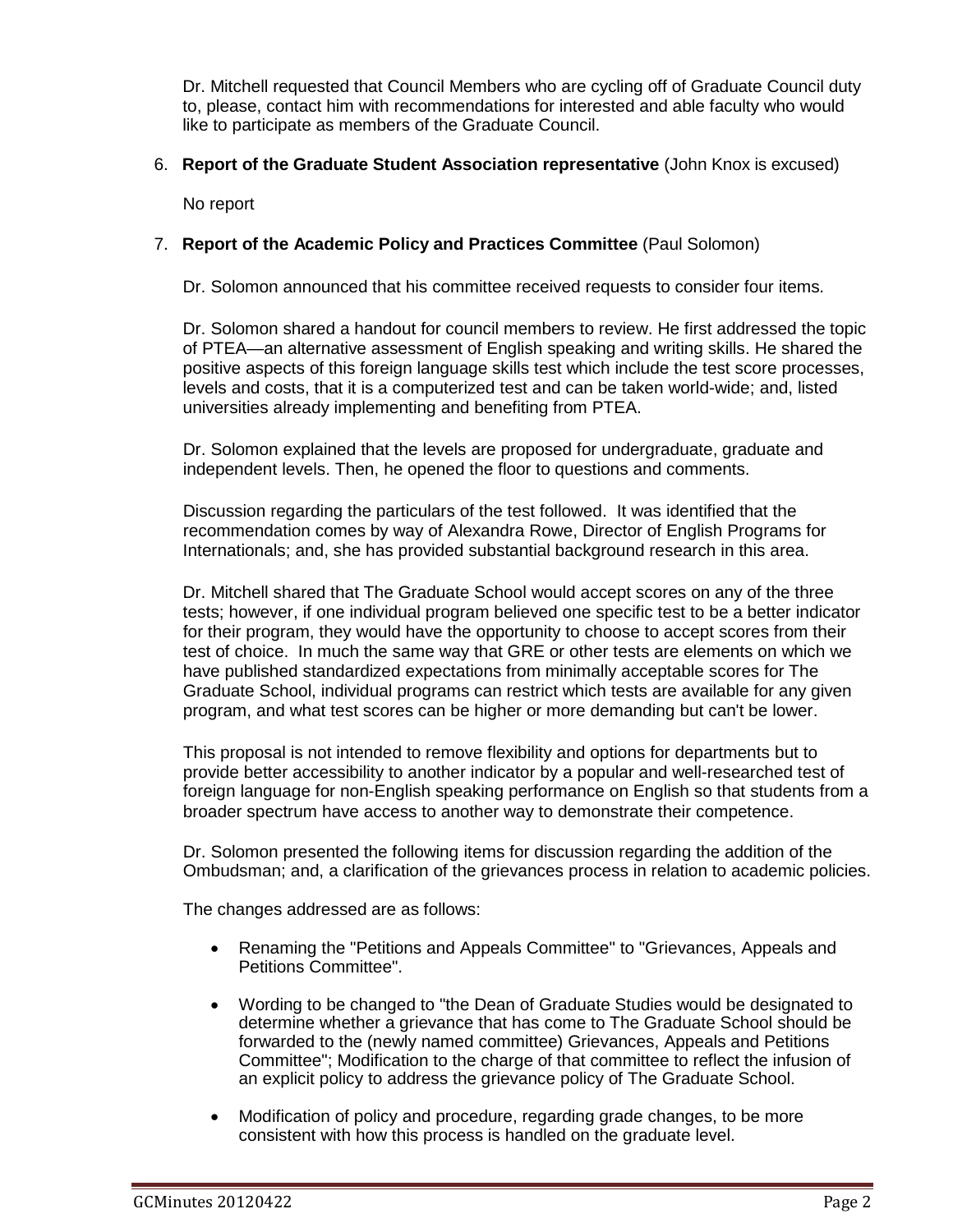Dr. Mitchell requested that Council Members who are cycling off of Graduate Council duty to, please, contact him with recommendations for interested and able faculty who would like to participate as members of the Graduate Council.

6. **Report of the Graduate Student Association representative** (John Knox is excused)

   No report

7. **Report of the Academic Policy and Practices Committee** (Paul Solomon)

   Dr. Solomon announced that his committee received requests to consider four items.

   Dr. Solomon shared a handout for council members to review. He first addressed the topic of PTEA—an alternative assessment of English speaking and writing skills. He shared the positive aspects of this foreign language skills test which include the test score processes, levels and costs, that it is a computerized test and can be taken world-wide; and, listed universities already implementing and benefiting from PTEA.

   Dr. Solomon explained that the levels are proposed for undergraduate, graduate and independent levels. Then, he opened the floor to questions and comments.

   Discussion regarding the particulars of the test followed. It was identified that the recommendation comes by way of Alexandra Rowe, Director of English Programs for Internationals; and, she has provided substantial background research in this area.

   Dr. Mitchell shared that The Graduate School would accept scores on any of the three tests; however, if one individual program believed one specific test to be a better indicator for their program, they would have the opportunity to choose to accept scores from their test of choice. In much the same way that GRE or other tests are elements on which we have published standardized expectations from minimally acceptable scores for The Graduate School, individual programs can restrict which tests are available for any given program, and what test scores can be higher or more demanding but can't be lower.

   This proposal is not intended to remove flexibility and options for departments but to provide better accessibility to another indicator by a popular and well-researched test of foreign language for non-English speaking performance on English so that students from a broader spectrum have access to another way to demonstrate their competence.

   Dr. Solomon presented the following items for discussion regarding the addition of the Ombudsman; and, a clarification of the grievances process in relation to academic policies.

   The changes addressed are as follows:

   - Renaming the "Petitions and Appeals Committee" to "Grievances, Appeals and Petitions Committee".
   - Wording to be changed to "the Dean of Graduate Studies would be designated to determine whether a grievance that has come to The Graduate School should be forwarded to the (newly named committee) Grievances, Appeals and Petitions Committee"; Modification to the charge of that committee to reflect the infusion of an explicit policy to address the grievance policy of The Graduate School.
   - Modification of policy and procedure, regarding grade changes, to be more consistent with how this process is handled on the graduate level.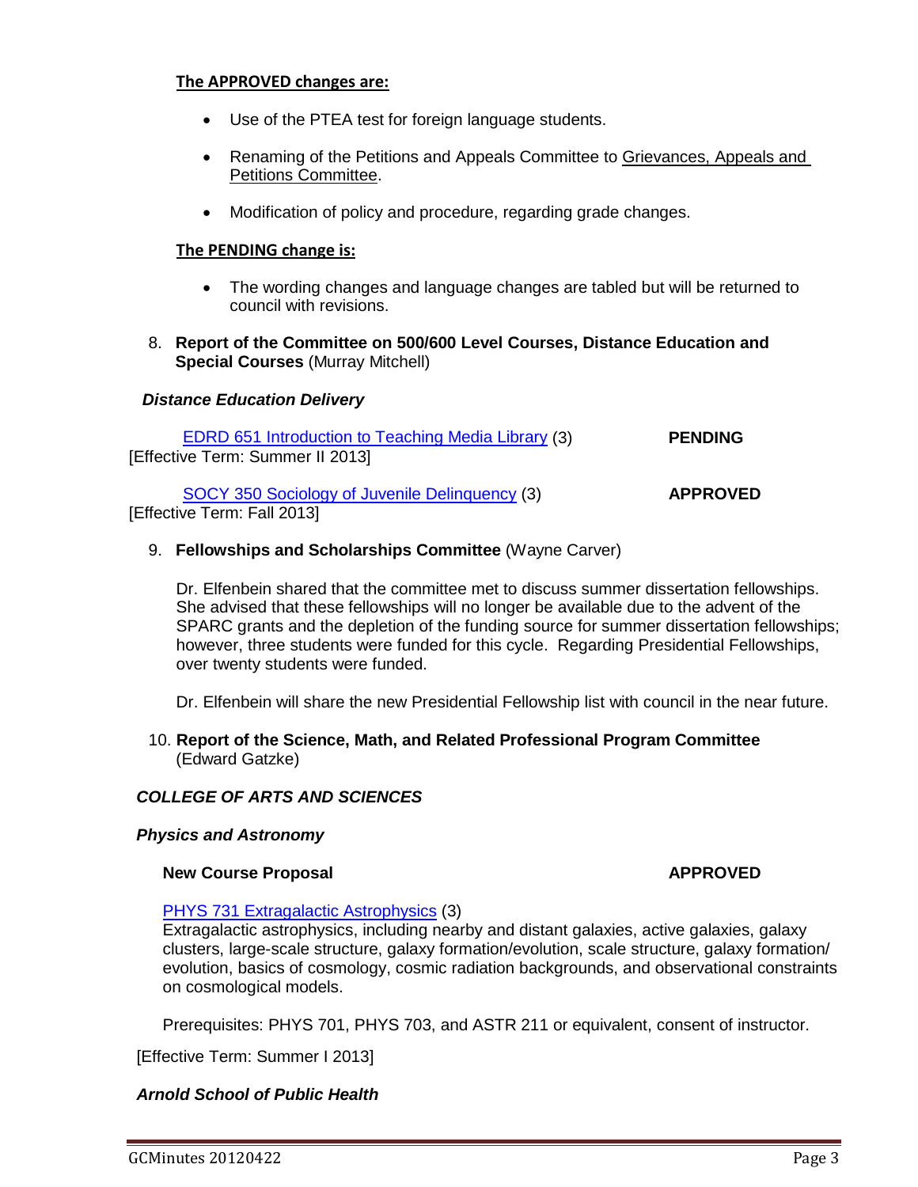**The APPROVED changes are:**

- Use of the PTEA test for foreign language students.
- Renaming of the Petitions and Appeals Committee to Grievances, Appeals and Petitions Committee.
- Modification of policy and procedure, regarding grade changes.

**The PENDING change is:**

- The wording changes and language changes are tabled but will be returned to council with revisions.

8. **Report of the Committee on 500/600 Level Courses, Distance Education and Special Courses** (Murray Mitchell)

***Distance Education Delivery***

EDRD 651 Introduction to Teaching Media Library (3) **PENDING**
[Effective Term: Summer II 2013]

SOCY 350 Sociology of Juvenile Delinquency (3) **APPROVED**
[Effective Term: Fall 2013]

9. **Fellowships and Scholarships Committee** (Wayne Carver)

Dr. Elfenbein shared that the committee met to discuss summer dissertation fellowships. She advised that these fellowships will no longer be available due to the advent of the SPARC grants and the depletion of the funding source for summer dissertation fellowships; however, three students were funded for this cycle. Regarding Presidential Fellowships, over twenty students were funded.

Dr. Elfenbein will share the new Presidential Fellowship list with council in the near future.

10. **Report of the Science, Math, and Related Professional Program Committee** (Edward Gatzke)

***COLLEGE OF ARTS AND SCIENCES***

***Physics and Astronomy***

**New Course Proposal** **APPROVED**

PHYS 731 Extragalactic Astrophysics (3)
Extragalactic astrophysics, including nearby and distant galaxies, active galaxies, galaxy clusters, large-scale structure, galaxy formation/evolution, scale structure, galaxy formation/ evolution, basics of cosmology, cosmic radiation backgrounds, and observational constraints on cosmological models.

Prerequisites: PHYS 701, PHYS 703, and ASTR 211 or equivalent, consent of instructor.

[Effective Term: Summer I 2013]

***Arnold School of Public Health***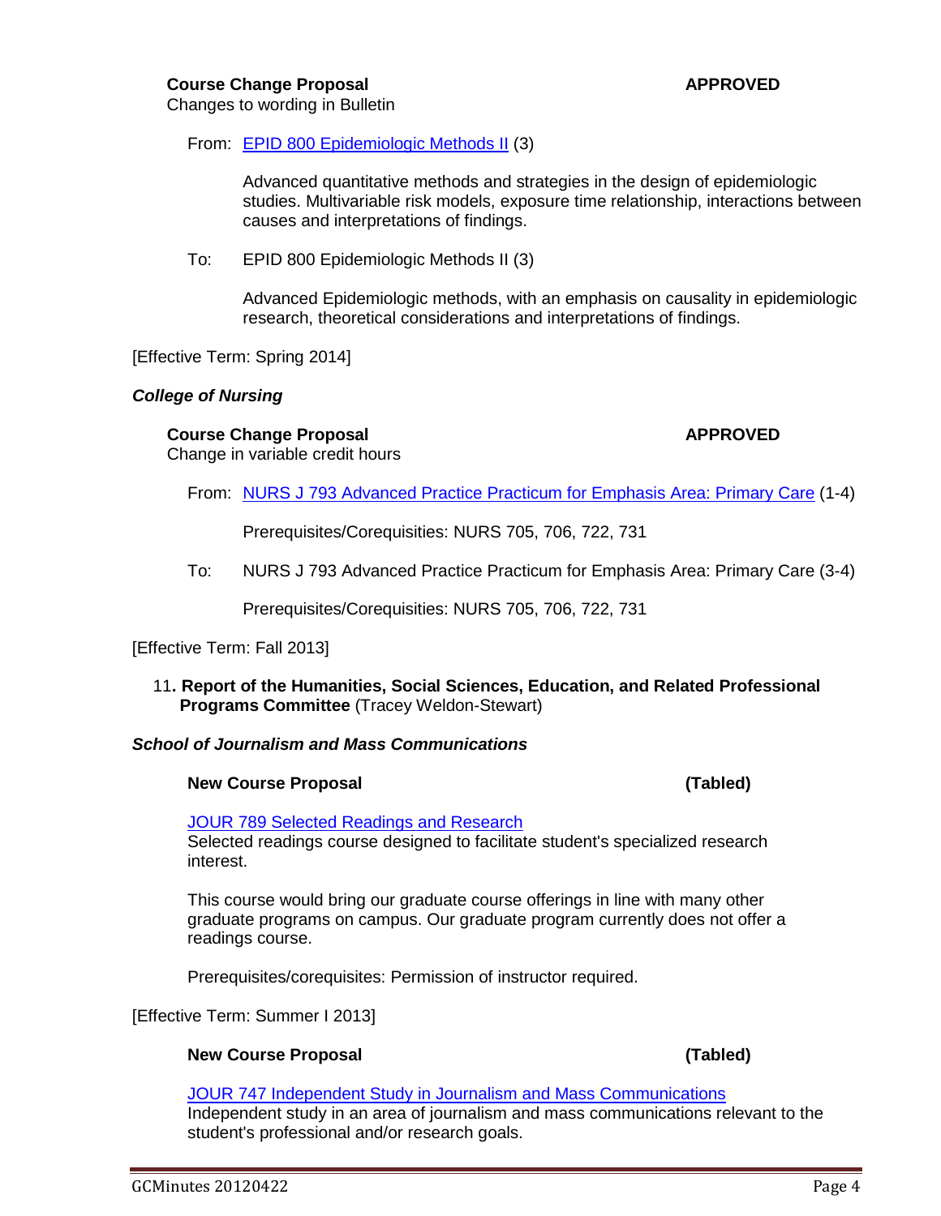**Course Change Proposal** **APPROVED**

Changes to wording in Bulletin

From: EPID 800 Epidemiologic Methods II (3)

Advanced quantitative methods and strategies in the design of epidemiologic studies. Multivariable risk models, exposure time relationship, interactions between causes and interpretations of findings.

To: EPID 800 Epidemiologic Methods II (3)

Advanced Epidemiologic methods, with an emphasis on causality in epidemiologic research, theoretical considerations and interpretations of findings.

[Effective Term: Spring 2014]

***College of Nursing***

**Course Change Proposal** **APPROVED**

Change in variable credit hours

From: NURS J 793 Advanced Practice Practicum for Emphasis Area: Primary Care (1-4)

Prerequisites/Corequisities: NURS 705, 706, 722, 731

To: NURS J 793 Advanced Practice Practicum for Emphasis Area: Primary Care (3-4)

Prerequisites/Corequisities: NURS 705, 706, 722, 731

[Effective Term: Fall 2013]

11. **Report of the Humanities, Social Sciences, Education, and Related Professional Programs Committee** (Tracey Weldon-Stewart)

***School of Journalism and Mass Communications***

**New Course Proposal** **(Tabled)**

JOUR 789 Selected Readings and Research
Selected readings course designed to facilitate student's specialized research interest.

This course would bring our graduate course offerings in line with many other graduate programs on campus. Our graduate program currently does not offer a readings course.

Prerequisites/corequisites: Permission of instructor required.

[Effective Term: Summer I 2013]

**New Course Proposal** **(Tabled)**

JOUR 747 Independent Study in Journalism and Mass Communications
Independent study in an area of journalism and mass communications relevant to the student's professional and/or research goals.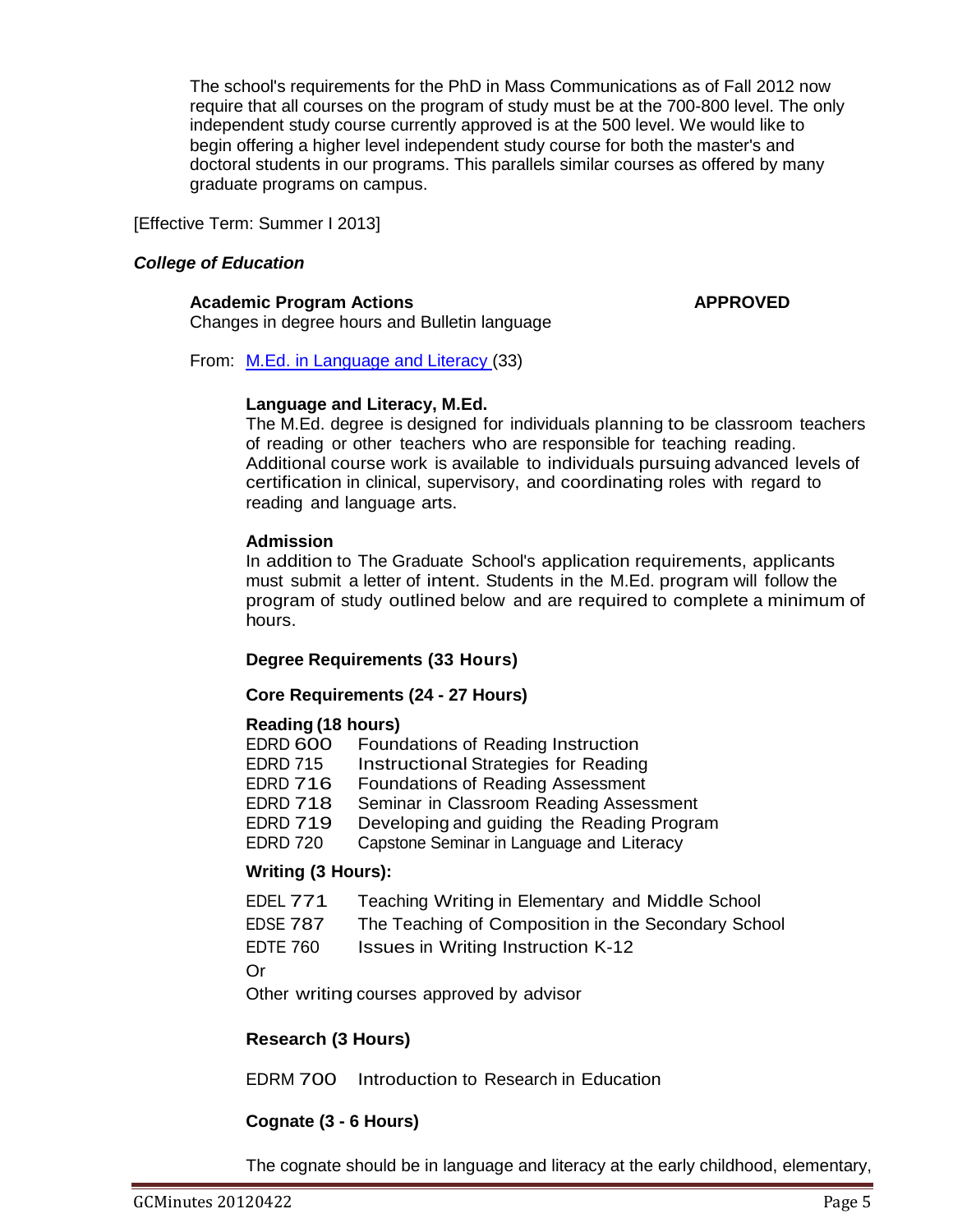The school's requirements for the PhD in Mass Communications as of Fall 2012 now require that all courses on the program of study must be at the 700-800 level. The only independent study course currently approved is at the 500 level. We would like to begin offering a higher level independent study course for both the master's and doctoral students in our programs. This parallels similar courses as offered by many graduate programs on campus.

[Effective Term: Summer I 2013]

### *College of Education*

**Academic Program Actions** **APPROVED**

Changes in degree hours and Bulletin language

From: [M.Ed. in Language and Literacy](#) (33)

**Language and Literacy, M.Ed.**

The M.Ed. degree is designed for individuals planning to be classroom teachers of reading or other teachers who are responsible for teaching reading. Additional course work is available to individuals pursuing advanced levels of certification in clinical, supervisory, and coordinating roles with regard to reading and language arts.

**Admission**

In addition to The Graduate School's application requirements, applicants must submit a letter of intent. Students in the M.Ed. program will follow the program of study outlined below and are required to complete a minimum of hours.

**Degree Requirements (33 Hours)**

**Core Requirements (24 - 27 Hours)**

**Reading (18 hours)**

EDRD 600 Foundations of Reading Instruction
EDRD 715 Instructional Strategies for Reading
EDRD 716 Foundations of Reading Assessment
EDRD 718 Seminar in Classroom Reading Assessment
EDRD 719 Developing and guiding the Reading Program
EDRD 720 Capstone Seminar in Language and Literacy

**Writing (3 Hours):**

EDEL 771 Teaching Writing in Elementary and Middle School
EDSE 787 The Teaching of Composition in the Secondary School
EDTE 760 Issues in Writing Instruction K-12

Or

Other writing courses approved by advisor

**Research (3 Hours)**

EDRM 700 Introduction to Research in Education

**Cognate (3 - 6 Hours)**

The cognate should be in language and literacy at the early childhood, elementary,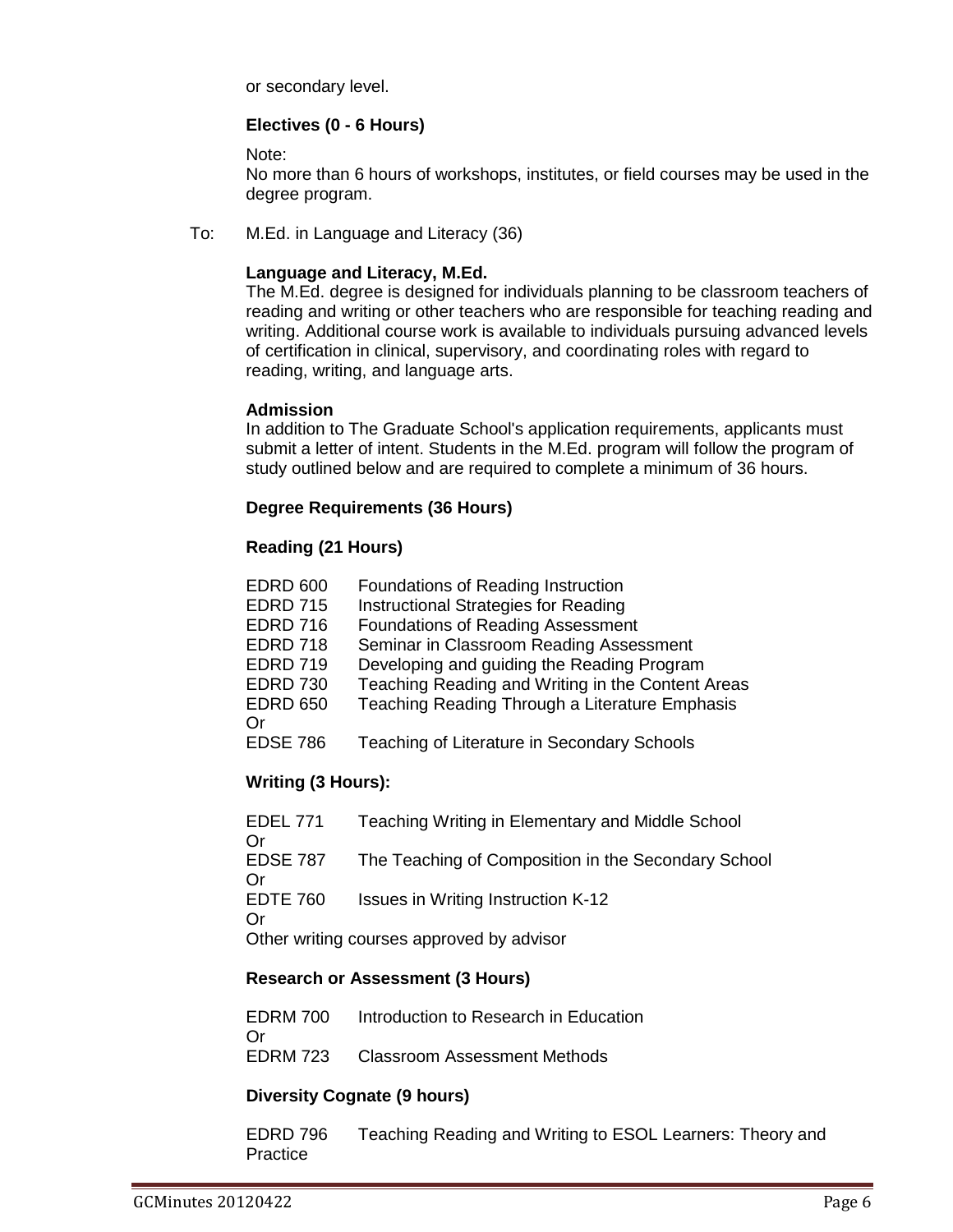or secondary level.

**Electives (0 - 6 Hours)**

Note:
No more than 6 hours of workshops, institutes, or field courses may be used in the degree program.

To: M.Ed. in Language and Literacy (36)

**Language and Literacy, M.Ed.**
The M.Ed. degree is designed for individuals planning to be classroom teachers of reading and writing or other teachers who are responsible for teaching reading and writing. Additional course work is available to individuals pursuing advanced levels of certification in clinical, supervisory, and coordinating roles with regard to reading, writing, and language arts.

**Admission**
In addition to The Graduate School's application requirements, applicants must submit a letter of intent. Students in the M.Ed. program will follow the program of study outlined below and are required to complete a minimum of 36 hours.

**Degree Requirements (36 Hours)**

**Reading (21 Hours)**

EDRD 600 Foundations of Reading Instruction
EDRD 715 Instructional Strategies for Reading
EDRD 716 Foundations of Reading Assessment
EDRD 718 Seminar in Classroom Reading Assessment
EDRD 719 Developing and guiding the Reading Program
EDRD 730 Teaching Reading and Writing in the Content Areas
EDRD 650 Teaching Reading Through a Literature Emphasis
Or
EDSE 786 Teaching of Literature in Secondary Schools

**Writing (3 Hours):**

EDEL 771 Teaching Writing in Elementary and Middle School
Or
EDSE 787 The Teaching of Composition in the Secondary School
Or
EDTE 760 Issues in Writing Instruction K-12
Or
Other writing courses approved by advisor

**Research or Assessment (3 Hours)**

EDRM 700 Introduction to Research in Education
Or
EDRM 723 Classroom Assessment Methods

**Diversity Cognate (9 hours)**

EDRD 796 Teaching Reading and Writing to ESOL Learners: Theory and Practice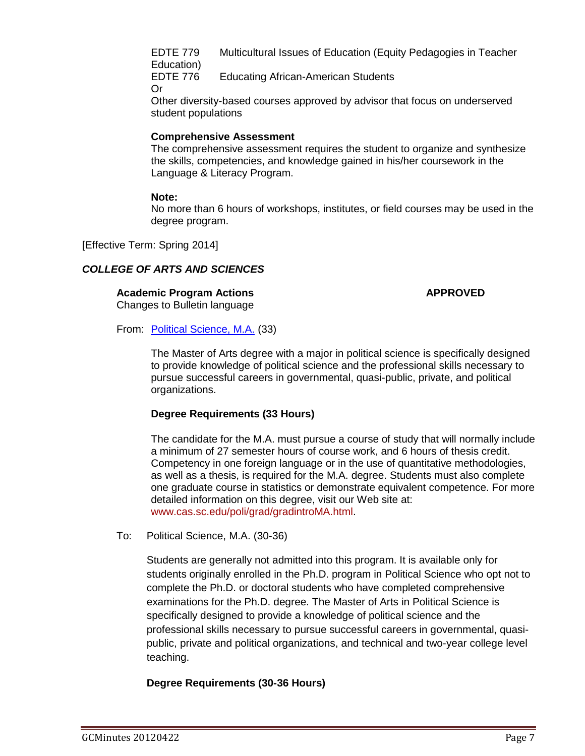EDTE 779 Multicultural Issues of Education (Equity Pedagogies in Teacher Education)
EDTE 776 Educating African-American Students
Or
Other diversity-based courses approved by advisor that focus on underserved student populations

**Comprehensive Assessment**
The comprehensive assessment requires the student to organize and synthesize the skills, competencies, and knowledge gained in his/her coursework in the Language & Literacy Program.

**Note:**
No more than 6 hours of workshops, institutes, or field courses may be used in the degree program.

[Effective Term: Spring 2014]

***COLLEGE OF ARTS AND SCIENCES***

**Academic Program Actions** **APPROVED**
Changes to Bulletin language

From: Political Science, M.A. (33)

The Master of Arts degree with a major in political science is specifically designed to provide knowledge of political science and the professional skills necessary to pursue successful careers in governmental, quasi-public, private, and political organizations.

**Degree Requirements (33 Hours)**

The candidate for the M.A. must pursue a course of study that will normally include a minimum of 27 semester hours of course work, and 6 hours of thesis credit. Competency in one foreign language or in the use of quantitative methodologies, as well as a thesis, is required for the M.A. degree. Students must also complete one graduate course in statistics or demonstrate equivalent competence. For more detailed information on this degree, visit our Web site at: www.cas.sc.edu/poli/grad/gradintroMA.html.

To: Political Science, M.A. (30-36)

Students are generally not admitted into this program. It is available only for students originally enrolled in the Ph.D. program in Political Science who opt not to complete the Ph.D. or doctoral students who have completed comprehensive examinations for the Ph.D. degree. The Master of Arts in Political Science is specifically designed to provide a knowledge of political science and the professional skills necessary to pursue successful careers in governmental, quasi-public, private and political organizations, and technical and two-year college level teaching.

**Degree Requirements (30-36 Hours)**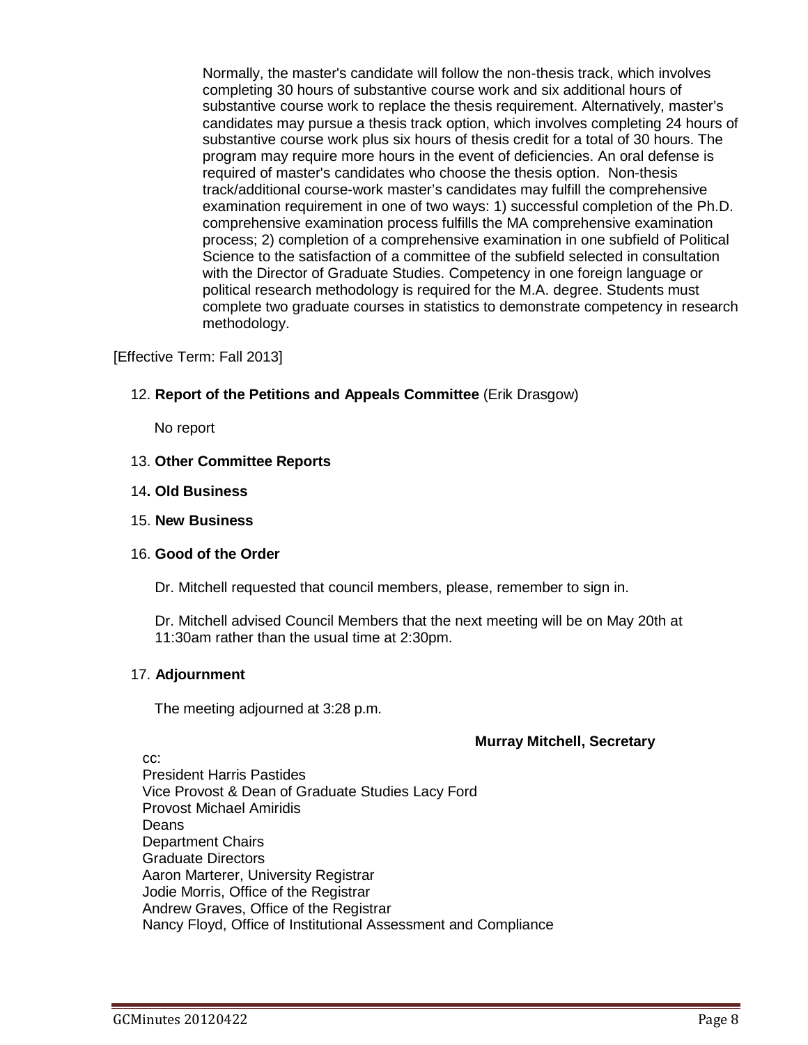Normally, the master's candidate will follow the non-thesis track, which involves completing 30 hours of substantive course work and six additional hours of substantive course work to replace the thesis requirement. Alternatively, master's candidates may pursue a thesis track option, which involves completing 24 hours of substantive course work plus six hours of thesis credit for a total of 30 hours. The program may require more hours in the event of deficiencies. An oral defense is required of master's candidates who choose the thesis option. Non-thesis track/additional course-work master's candidates may fulfill the comprehensive examination requirement in one of two ways: 1) successful completion of the Ph.D. comprehensive examination process fulfills the MA comprehensive examination process; 2) completion of a comprehensive examination in one subfield of Political Science to the satisfaction of a committee of the subfield selected in consultation with the Director of Graduate Studies. Competency in one foreign language or political research methodology is required for the M.A. degree. Students must complete two graduate courses in statistics to demonstrate competency in research methodology.

[Effective Term: Fall 2013]

12. **Report of the Petitions and Appeals Committee** (Erik Drasgow)

No report

13. **Other Committee Reports**

14. **Old Business**

15. **New Business**

16. **Good of the Order**

Dr. Mitchell requested that council members, please, remember to sign in.

Dr. Mitchell advised Council Members that the next meeting will be on May 20th at 11:30am rather than the usual time at 2:30pm.

17. **Adjournment**

The meeting adjourned at 3:28 p.m.

**Murray Mitchell, Secretary**

cc:
President Harris Pastides
Vice Provost & Dean of Graduate Studies Lacy Ford
Provost Michael Amiridis
Deans
Department Chairs
Graduate Directors
Aaron Marterer, University Registrar
Jodie Morris, Office of the Registrar
Andrew Graves, Office of the Registrar
Nancy Floyd, Office of Institutional Assessment and Compliance